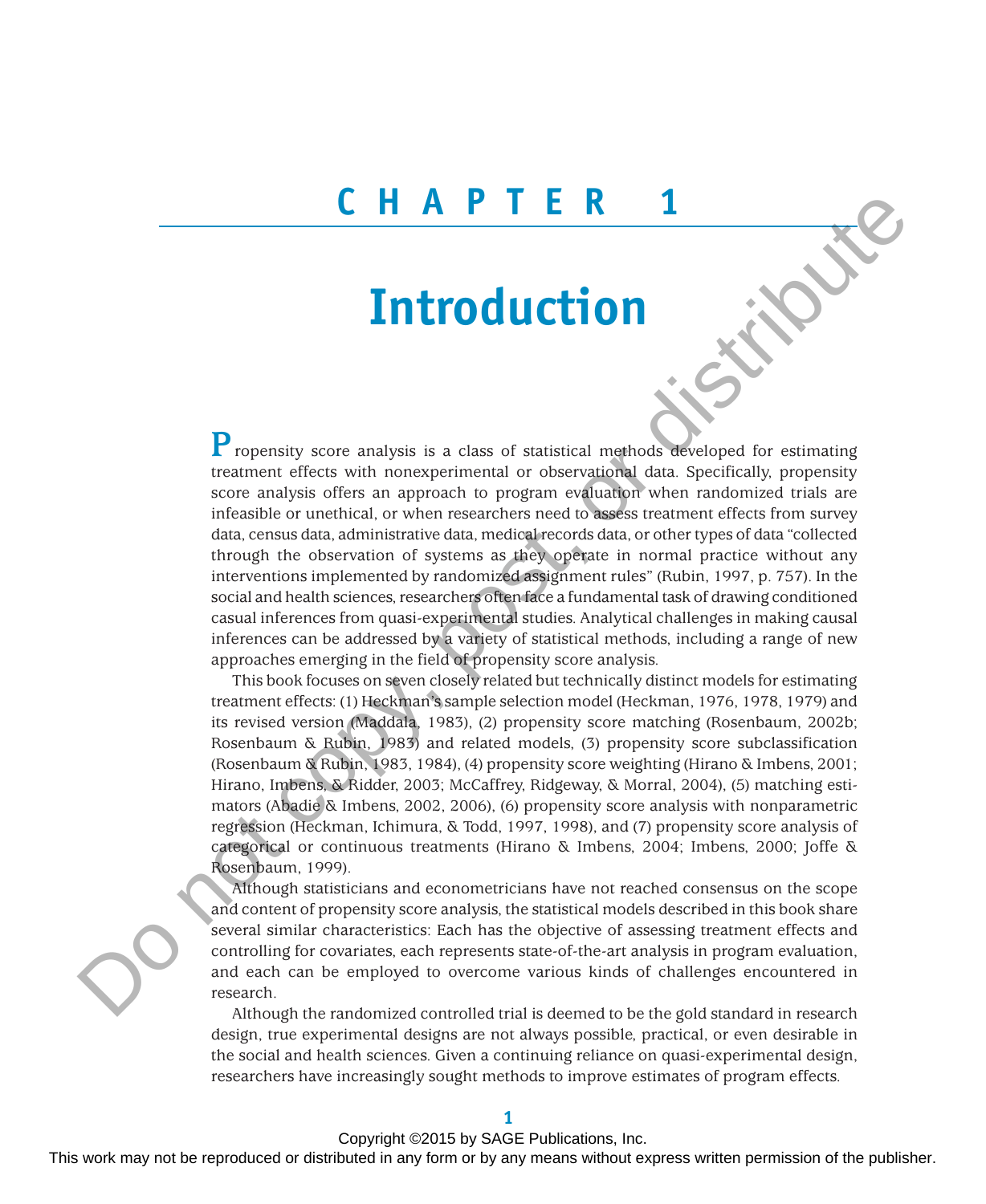# CHAPTER 1

# Introduction

Propensity score analysis is a class of statistical methods developed for estimating treatment effects with nonexperimental or observational data. Specifically, propensity score analysis offers an approach to program evaluation when randomized trials are infeasible or unethical, or when researchers need to assess treatment effects from survey data, census data, administrative data, medical records data, or other types of data "collected through the observation of systems as they operate in normal practice without any interventions implemented by randomized assignment rules" (Rubin, 1997, p. 757). In the social and health sciences, researchers often face a fundamental task of drawing conditioned casual inferences from quasi-experimental studies. Analytical challenges in making causal inferences can be addressed by a variety of statistical methods, including a range of new approaches emerging in the field of propensity score analysis.

This book focuses on seven closely related but technically distinct models for estimating treatment effects: (1) Heckman's sample selection model (Heckman, 1976, 1978, 1979) and its revised version (Maddala, 1983), (2) propensity score matching (Rosenbaum, 2002b; Rosenbaum & Rubin, 1983) and related models, (3) propensity score subclassification (Rosenbaum & Rubin, 1983, 1984), (4) propensity score weighting (Hirano & Imbens, 2001; Hirano, Imbens, & Ridder, 2003; McCaffrey, Ridgeway, & Morral, 2004), (5) matching estimators (Abadie & Imbens, 2002, 2006), (6) propensity score analysis with nonparametric regression (Heckman, Ichimura, & Todd, 1997, 1998), and (7) propensity score analysis of categorical or continuous treatments (Hirano & Imbens, 2004; Imbens, 2000; Joffe & Rosenbaum, 1999).

Although statisticians and econometricians have not reached consensus on the scope and content of propensity score analysis, the statistical models described in this book share several similar characteristics: Each has the objective of assessing treatment effects and controlling for covariates, each represents state-of-the-art analysis in program evaluation, and each can be employed to overcome various kinds of challenges encountered in research.

Although the randomized controlled trial is deemed to be the gold standard in research design, true experimental designs are not always possible, practical, or even desirable in the social and health sciences. Given a continuing reliance on quasi-experimental design, researchers have increasingly sought methods to improve estimates of program effects.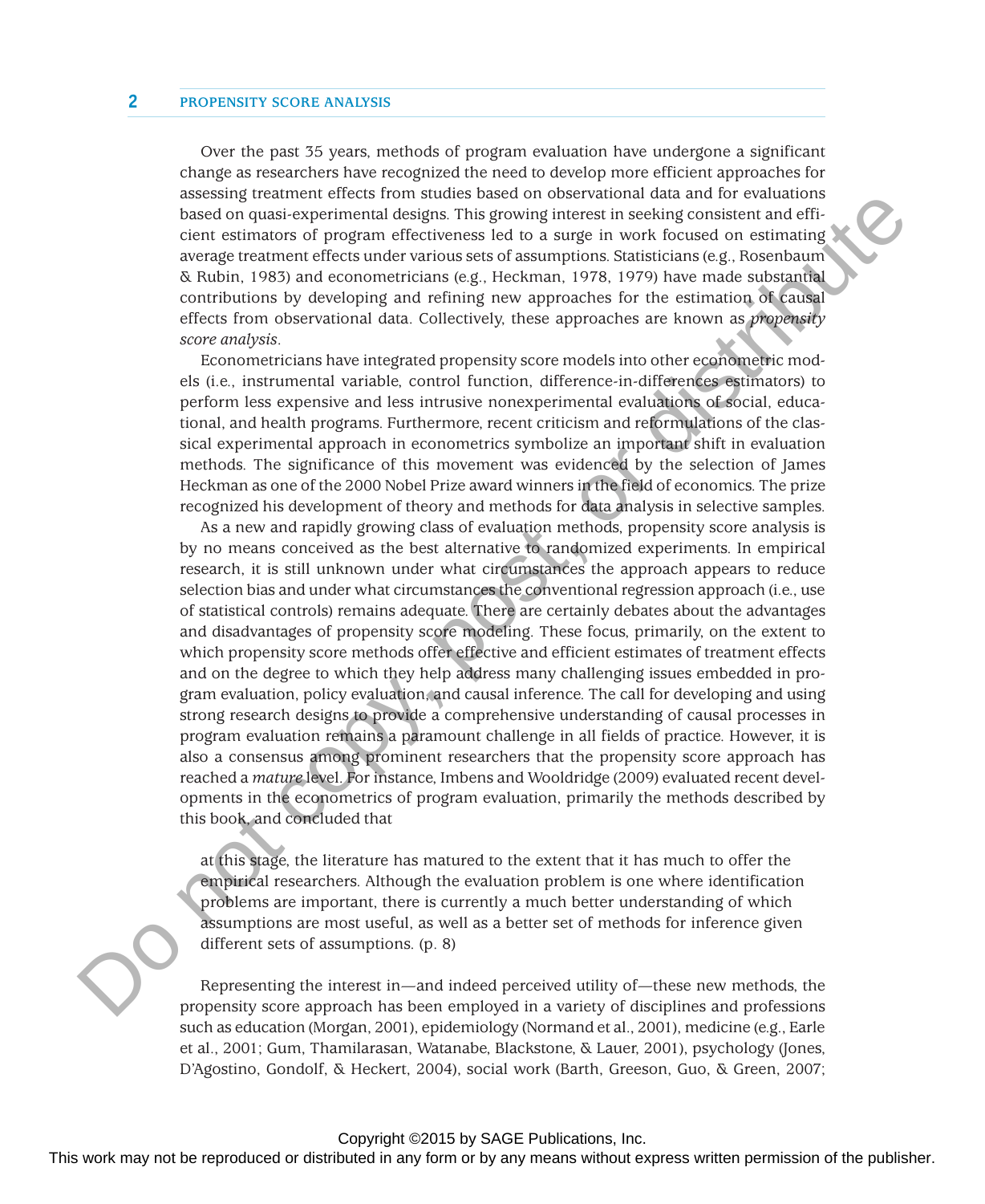Over the past 35 years, methods of program evaluation have undergone a significant change as researchers have recognized the need to develop more efficient approaches for assessing treatment effects from studies based on observational data and for evaluations based on quasi-experimental designs. This growing interest in seeking consistent and efficient estimators of program effectiveness led to a surge in work focused on estimating average treatment effects under various sets of assumptions. Statisticians (e.g., Rosenbaum & Rubin, 1983) and econometricians (e.g., Heckman, 1978, 1979) have made substantial contributions by developing and refining new approaches for the estimation of causal effects from observational data. Collectively, these approaches are known as *propensity score analysis*.

Econometricians have integrated propensity score models into other econometric models (i.e., instrumental variable, control function, difference-in-differences estimators) to perform less expensive and less intrusive nonexperimental evaluations of social, educational, and health programs. Furthermore, recent criticism and reformulations of the classical experimental approach in econometrics symbolize an important shift in evaluation methods. The significance of this movement was evidenced by the selection of James Heckman as one of the 2000 Nobel Prize award winners in the field of economics. The prize recognized his development of theory and methods for data analysis in selective samples.

As a new and rapidly growing class of evaluation methods, propensity score analysis is by no means conceived as the best alternative to randomized experiments. In empirical research, it is still unknown under what circumstances the approach appears to reduce selection bias and under what circumstances the conventional regression approach (i.e., use of statistical controls) remains adequate. There are certainly debates about the advantages and disadvantages of propensity score modeling. These focus, primarily, on the extent to which propensity score methods offer effective and efficient estimates of treatment effects and on the degree to which they help address many challenging issues embedded in program evaluation, policy evaluation, and causal inference. The call for developing and using strong research designs to provide a comprehensive understanding of causal processes in program evaluation remains a paramount challenge in all fields of practice. However, it is also a consensus among prominent researchers that the propensity score approach has reached a *mature* level. For instance, Imbens and Wooldridge (2009) evaluated recent developments in the econometrics of program evaluation, primarily the methods described by this book, and concluded that

> at this stage, the literature has matured to the extent that it has much to offer the empirical researchers. Although the evaluation problem is one where identification problems are important, there is currently a much better understanding of which assumptions are most useful, as well as a better set of methods for inference given different sets of assumptions. (p. 8)

Representing the interest in—and indeed perceived utility of—these new methods, the propensity score approach has been employed in a variety of disciplines and professions such as education (Morgan, 2001), epidemiology (Normand et al., 2001), medicine (e.g., Earle et al., 2001; Gum, Thamilarasan, Watanabe, Blackstone, & Lauer, 2001), psychology (Jones, D'Agostino, Gondolf, & Heckert, 2004), social work (Barth, Greeson, Guo, & Green, 2007;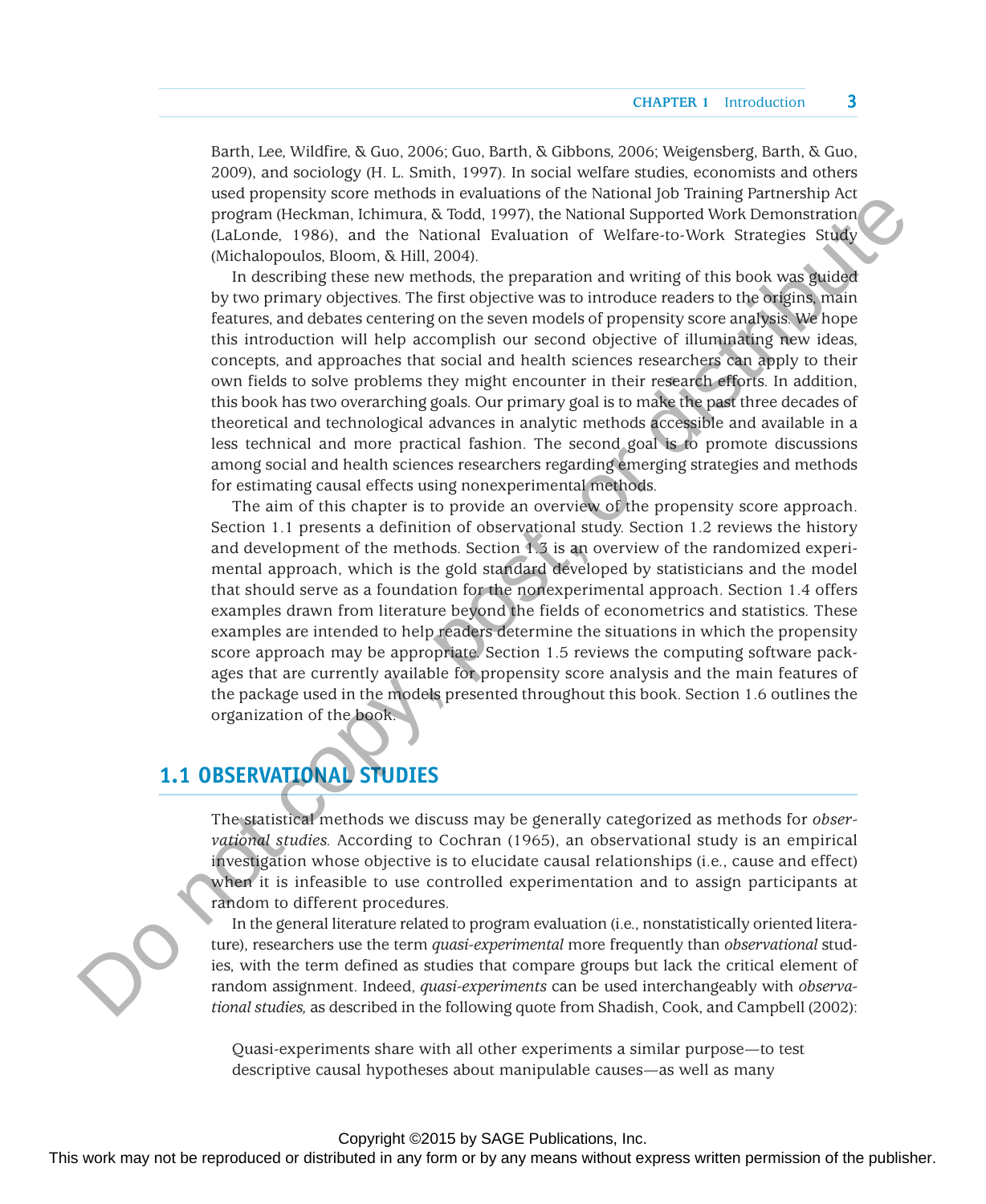Barth, Lee, Wildfire, & Guo, 2006; Guo, Barth, & Gibbons, 2006; Weigensberg, Barth, & Guo, 2009), and sociology (H. L. Smith, 1997). In social welfare studies, economists and others used propensity score methods in evaluations of the National Job Training Partnership Act program (Heckman, Ichimura, & Todd, 1997), the National Supported Work Demonstration (LaLonde, 1986), and the National Evaluation of Welfare-to-Work Strategies Study (Michalopoulos, Bloom, & Hill, 2004).

In describing these new methods, the preparation and writing of this book was guided by two primary objectives. The first objective was to introduce readers to the origins, main features, and debates centering on the seven models of propensity score analysis. We hope this introduction will help accomplish our second objective of illuminating new ideas, concepts, and approaches that social and health sciences researchers can apply to their own fields to solve problems they might encounter in their research efforts. In addition, this book has two overarching goals. Our primary goal is to make the past three decades of theoretical and technological advances in analytic methods accessible and available in a less technical and more practical fashion. The second goal is to promote discussions among social and health sciences researchers regarding emerging strategies and methods for estimating causal effects using nonexperimental methods.

The aim of this chapter is to provide an overview of the propensity score approach. Section 1.1 presents a definition of observational study. Section 1.2 reviews the history and development of the methods. Section 1.3 is an overview of the randomized experimental approach, which is the gold standard developed by statisticians and the model that should serve as a foundation for the nonexperimental approach. Section 1.4 offers examples drawn from literature beyond the fields of econometrics and statistics. These examples are intended to help readers determine the situations in which the propensity score approach may be appropriate. Section 1.5 reviews the computing software packages that are currently available for propensity score analysis and the main features of the package used in the models presented throughout this book. Section 1.6 outlines the organization of the book.

## 1.1 OBSERVATIONAL STUDIES

The statistical methods we discuss may be generally categorized as methods for *observational studies.* According to Cochran (1965), an observational study is an empirical investigation whose objective is to elucidate causal relationships (i.e., cause and effect) when it is infeasible to use controlled experimentation and to assign participants at random to different procedures.

In the general literature related to program evaluation (i.e., nonstatistically oriented literature), researchers use the term *quasi-experimental* more frequently than *observational* studies, with the term defined as studies that compare groups but lack the critical element of random assignment. Indeed, *quasi-experiments* can be used interchangeably with *observational studies,* as described in the following quote from Shadish, Cook, and Campbell (2002):

> Quasi-experiments share with all other experiments a similar purpose—to test descriptive causal hypotheses about manipulable causes—as well as many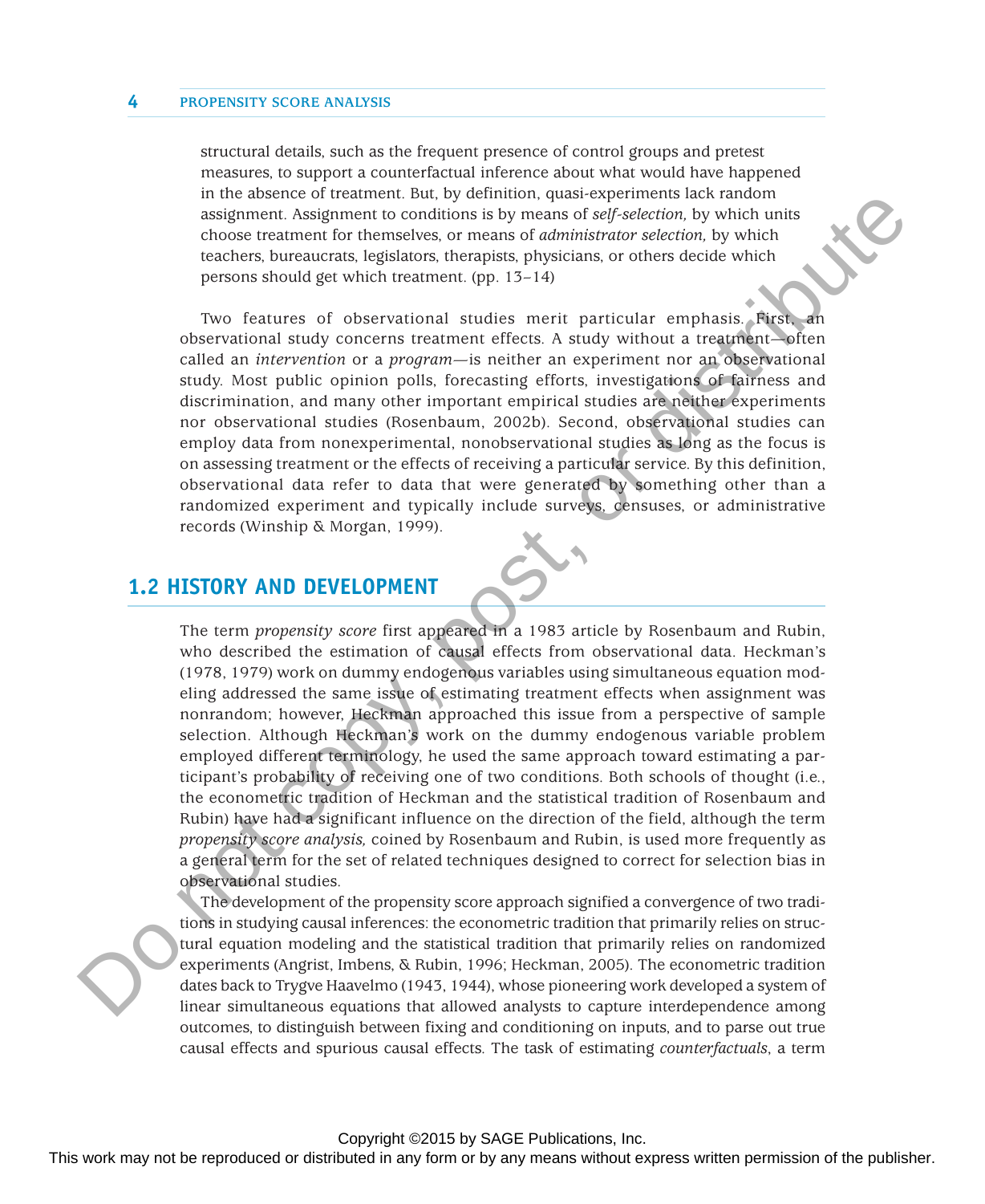structural details, such as the frequent presence of control groups and pretest measures, to support a counterfactual inference about what would have happened in the absence of treatment. But, by definition, quasi-experiments lack random assignment. Assignment to conditions is by means of *self-selection,* by which units choose treatment for themselves, or means of *administrator selection,* by which teachers, bureaucrats, legislators, therapists, physicians, or others decide which persons should get which treatment. (pp. 13–14)

Two features of observational studies merit particular emphasis. First, an observational study concerns treatment effects. A study without a treatment—often called an *intervention* or a *program*—is neither an experiment nor an observational study. Most public opinion polls, forecasting efforts, investigations of fairness and discrimination, and many other important empirical studies are neither experiments nor observational studies (Rosenbaum, 2002b). Second, observational studies can employ data from nonexperimental, nonobservational studies as long as the focus is on assessing treatment or the effects of receiving a particular service. By this definition, observational data refer to data that were generated by something other than a randomized experiment and typically include surveys, censuses, or administrative records (Winship & Morgan, 1999).

## 1.2 HISTORY AND DEVELOPMENT

The term *propensity score* first appeared in a 1983 article by Rosenbaum and Rubin, who described the estimation of causal effects from observational data. Heckman's (1978, 1979) work on dummy endogenous variables using simultaneous equation modeling addressed the same issue of estimating treatment effects when assignment was nonrandom; however, Heckman approached this issue from a perspective of sample selection. Although Heckman's work on the dummy endogenous variable problem employed different terminology, he used the same approach toward estimating a participant's probability of receiving one of two conditions. Both schools of thought (i.e., the econometric tradition of Heckman and the statistical tradition of Rosenbaum and Rubin) have had a significant influence on the direction of the field, although the term *propensity score analysis,* coined by Rosenbaum and Rubin, is used more frequently as a general term for the set of related techniques designed to correct for selection bias in observational studies.

The development of the propensity score approach signified a convergence of two traditions in studying causal inferences: the econometric tradition that primarily relies on structural equation modeling and the statistical tradition that primarily relies on randomized experiments (Angrist, Imbens, & Rubin, 1996; Heckman, 2005). The econometric tradition dates back to Trygve Haavelmo (1943, 1944), whose pioneering work developed a system of linear simultaneous equations that allowed analysts to capture interdependence among outcomes, to distinguish between fixing and conditioning on inputs, and to parse out true causal effects and spurious causal effects. The task of estimating *counterfactuals*, a term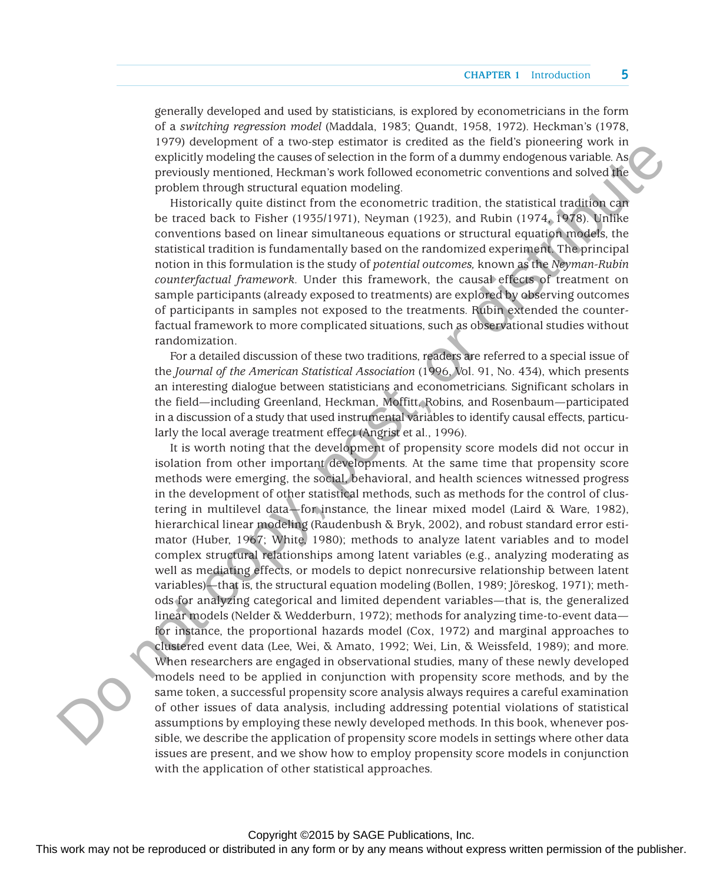generally developed and used by statisticians, is explored by econometricians in the form of a *switching regression model* (Maddala, 1983; Quandt, 1958, 1972). Heckman's (1978, 1979) development of a two-step estimator is credited as the field's pioneering work in explicitly modeling the causes of selection in the form of a dummy endogenous variable. As previously mentioned, Heckman's work followed econometric conventions and solved the problem through structural equation modeling.

Historically quite distinct from the econometric tradition, the statistical tradition can be traced back to Fisher (1935/1971), Neyman (1923), and Rubin (1974, 1978). Unlike conventions based on linear simultaneous equations or structural equation models, the statistical tradition is fundamentally based on the randomized experiment. The principal notion in this formulation is the study of *potential outcomes,* known as the *Neyman-Rubin counterfactual framework*. Under this framework, the causal effects of treatment on sample participants (already exposed to treatments) are explored by observing outcomes of participants in samples not exposed to the treatments. Rubin extended the counterfactual framework to more complicated situations, such as observational studies without randomization.

For a detailed discussion of these two traditions, readers are referred to a special issue of the *Journal of the American Statistical Association* (1996, Vol. 91, No. 434), which presents an interesting dialogue between statisticians and econometricians. Significant scholars in the field—including Greenland, Heckman, Moffitt, Robins, and Rosenbaum—participated in a discussion of a study that used instrumental variables to identify causal effects, particularly the local average treatment effect (Angrist et al., 1996).

It is worth noting that the development of propensity score models did not occur in isolation from other important developments. At the same time that propensity score methods were emerging, the social, behavioral, and health sciences witnessed progress in the development of other statistical methods, such as methods for the control of clustering in multilevel data—for instance, the linear mixed model (Laird & Ware, 1982), hierarchical linear modeling (Raudenbush & Bryk, 2002), and robust standard error estimator (Huber, 1967; White, 1980); methods to analyze latent variables and to model complex structural relationships among latent variables (e.g., analyzing moderating as well as mediating effects, or models to depict nonrecursive relationship between latent variables)—that is, the structural equation modeling (Bollen, 1989; Jöreskog, 1971); methods for analyzing categorical and limited dependent variables—that is, the generalized linear models (Nelder & Wedderburn, 1972); methods for analyzing time-to-event data—for instance, the proportional hazards model (Cox, 1972) and marginal approaches to clustered event data (Lee, Wei, & Amato, 1992; Wei, Lin, & Weissfeld, 1989); and more. When researchers are engaged in observational studies, many of these newly developed models need to be applied in conjunction with propensity score methods, and by the same token, a successful propensity score analysis always requires a careful examination of other issues of data analysis, including addressing potential violations of statistical assumptions by employing these newly developed methods. In this book, whenever possible, we describe the application of propensity score models in settings where other data issues are present, and we show how to employ propensity score models in conjunction with the application of other statistical approaches.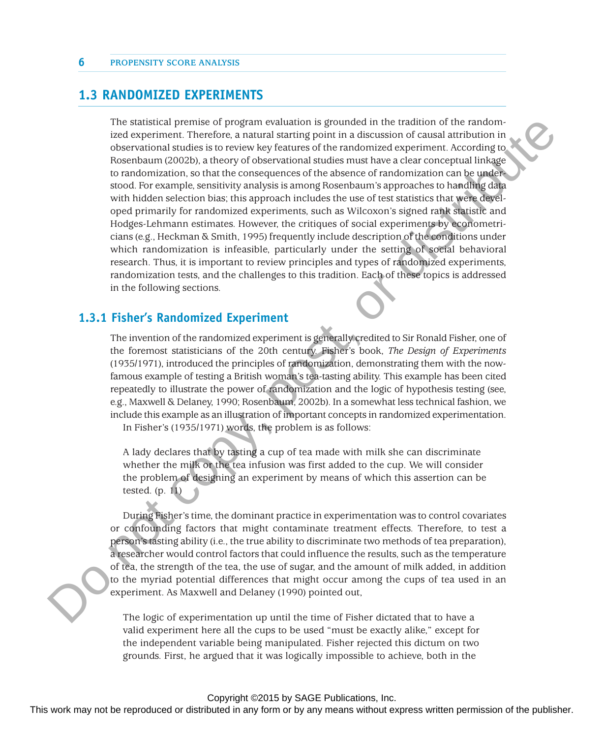## 1.3 RANDOMIZED EXPERIMENTS

The statistical premise of program evaluation is grounded in the tradition of the randomized experiment. Therefore, a natural starting point in a discussion of causal attribution in observational studies is to review key features of the randomized experiment. According to Rosenbaum (2002b), a theory of observational studies must have a clear conceptual linkage to randomization, so that the consequences of the absence of randomization can be understood. For example, sensitivity analysis is among Rosenbaum's approaches to handling data with hidden selection bias; this approach includes the use of test statistics that were developed primarily for randomized experiments, such as Wilcoxon's signed rank statistic and Hodges-Lehmann estimates. However, the critiques of social experiments by econometricians (e.g., Heckman & Smith, 1995) frequently include description of the conditions under which randomization is infeasible, particularly under the setting of social behavioral research. Thus, it is important to review principles and types of randomized experiments, randomization tests, and the challenges to this tradition. Each of these topics is addressed in the following sections.

### 1.3.1 Fisher's Randomized Experiment

The invention of the randomized experiment is generally credited to Sir Ronald Fisher, one of the foremost statisticians of the 20th century. Fisher's book, *The Design of Experiments* (1935/1971), introduced the principles of randomization, demonstrating them with the now-famous example of testing a British woman's tea-tasting ability. This example has been cited repeatedly to illustrate the power of randomization and the logic of hypothesis testing (see, e.g., Maxwell & Delaney, 1990; Rosenbaum, 2002b). In a somewhat less technical fashion, we include this example as an illustration of important concepts in randomized experimentation.

In Fisher's (1935/1971) words, the problem is as follows:

> A lady declares that by tasting a cup of tea made with milk she can discriminate whether the milk or the tea infusion was first added to the cup. We will consider the problem of designing an experiment by means of which this assertion can be tested. (p. 11)

During Fisher's time, the dominant practice in experimentation was to control covariates or confounding factors that might contaminate treatment effects. Therefore, to test a person's tasting ability (i.e., the true ability to discriminate two methods of tea preparation), a researcher would control factors that could influence the results, such as the temperature of tea, the strength of the tea, the use of sugar, and the amount of milk added, in addition to the myriad potential differences that might occur among the cups of tea used in an experiment. As Maxwell and Delaney (1990) pointed out,

> The logic of experimentation up until the time of Fisher dictated that to have a valid experiment here all the cups to be used "must be exactly alike," except for the independent variable being manipulated. Fisher rejected this dictum on two grounds. First, he argued that it was logically impossible to achieve, both in the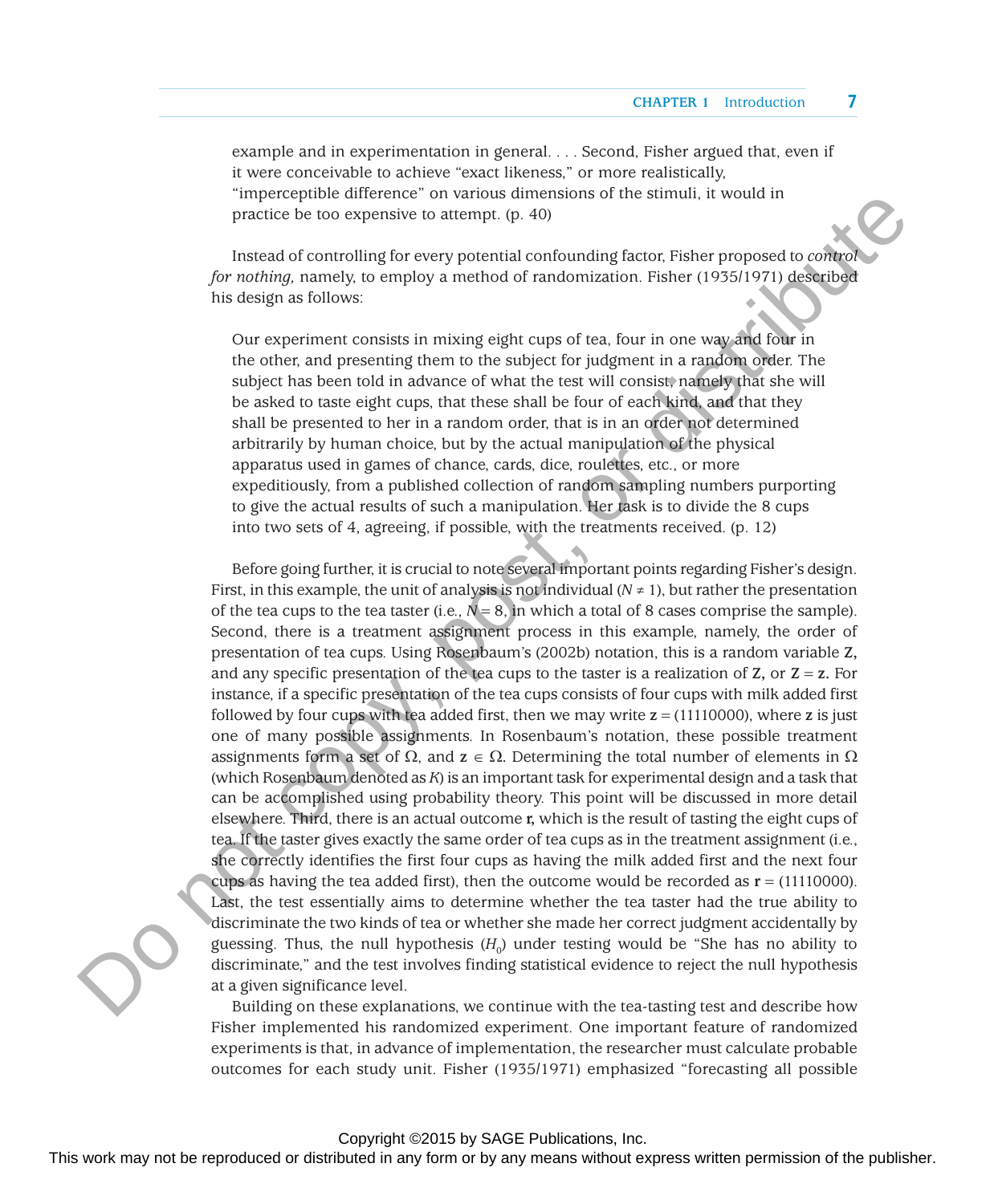example and in experimentation in general. . . . Second, Fisher argued that, even if it were conceivable to achieve "exact likeness," or more realistically, "imperceptible difference" on various dimensions of the stimuli, it would in practice be too expensive to attempt. (p. 40)

Instead of controlling for every potential confounding factor, Fisher proposed to *control for nothing,* namely, to employ a method of randomization. Fisher (1935/1971) described his design as follows:

> Our experiment consists in mixing eight cups of tea, four in one way and four in the other, and presenting them to the subject for judgment in a random order. The subject has been told in advance of what the test will consist, namely that she will be asked to taste eight cups, that these shall be four of each kind, and that they shall be presented to her in a random order, that is in an order not determined arbitrarily by human choice, but by the actual manipulation of the physical apparatus used in games of chance, cards, dice, roulettes, etc., or more expeditiously, from a published collection of random sampling numbers purporting to give the actual results of such a manipulation. Her task is to divide the 8 cups into two sets of 4, agreeing, if possible, with the treatments received. (p. 12)

Before going further, it is crucial to note several important points regarding Fisher's design. First, in this example, the unit of analysis is not individual ($N \neq 1$), but rather the presentation of the tea cups to the tea taster (i.e., $N = 8$, in which a total of 8 cases comprise the sample). Second, there is a treatment assignment process in this example, namely, the order of presentation of tea cups. Using Rosenbaum's (2002b) notation, this is a random variable $\mathbf{Z}$, and any specific presentation of the tea cups to the taster is a realization of $\mathbf{Z}$, or $\mathbf{Z} = \mathbf{z}$. For instance, if a specific presentation of the tea cups consists of four cups with milk added first followed by four cups with tea added first, then we may write $\mathbf{z} = (11110000)$, where $\mathbf{z}$ is just one of many possible assignments. In Rosenbaum's notation, these possible treatment assignments form a set of $\Omega$, and $\mathbf{z} \in \Omega$. Determining the total number of elements in $\Omega$ (which Rosenbaum denoted as $K$) is an important task for experimental design and a task that can be accomplished using probability theory. This point will be discussed in more detail elsewhere. Third, there is an actual outcome $\mathbf{r}$, which is the result of tasting the eight cups of tea. If the taster gives exactly the same order of tea cups as in the treatment assignment (i.e., she correctly identifies the first four cups as having the milk added first and the next four cups as having the tea added first), then the outcome would be recorded as $\mathbf{r} = (11110000)$. Last, the test essentially aims to determine whether the tea taster had the true ability to discriminate the two kinds of tea or whether she made her correct judgment accidentally by guessing. Thus, the null hypothesis ($H_0$) under testing would be "She has no ability to discriminate," and the test involves finding statistical evidence to reject the null hypothesis at a given significance level.

Building on these explanations, we continue with the tea-tasting test and describe how Fisher implemented his randomized experiment. One important feature of randomized experiments is that, in advance of implementation, the researcher must calculate probable outcomes for each study unit. Fisher (1935/1971) emphasized "forecasting all possible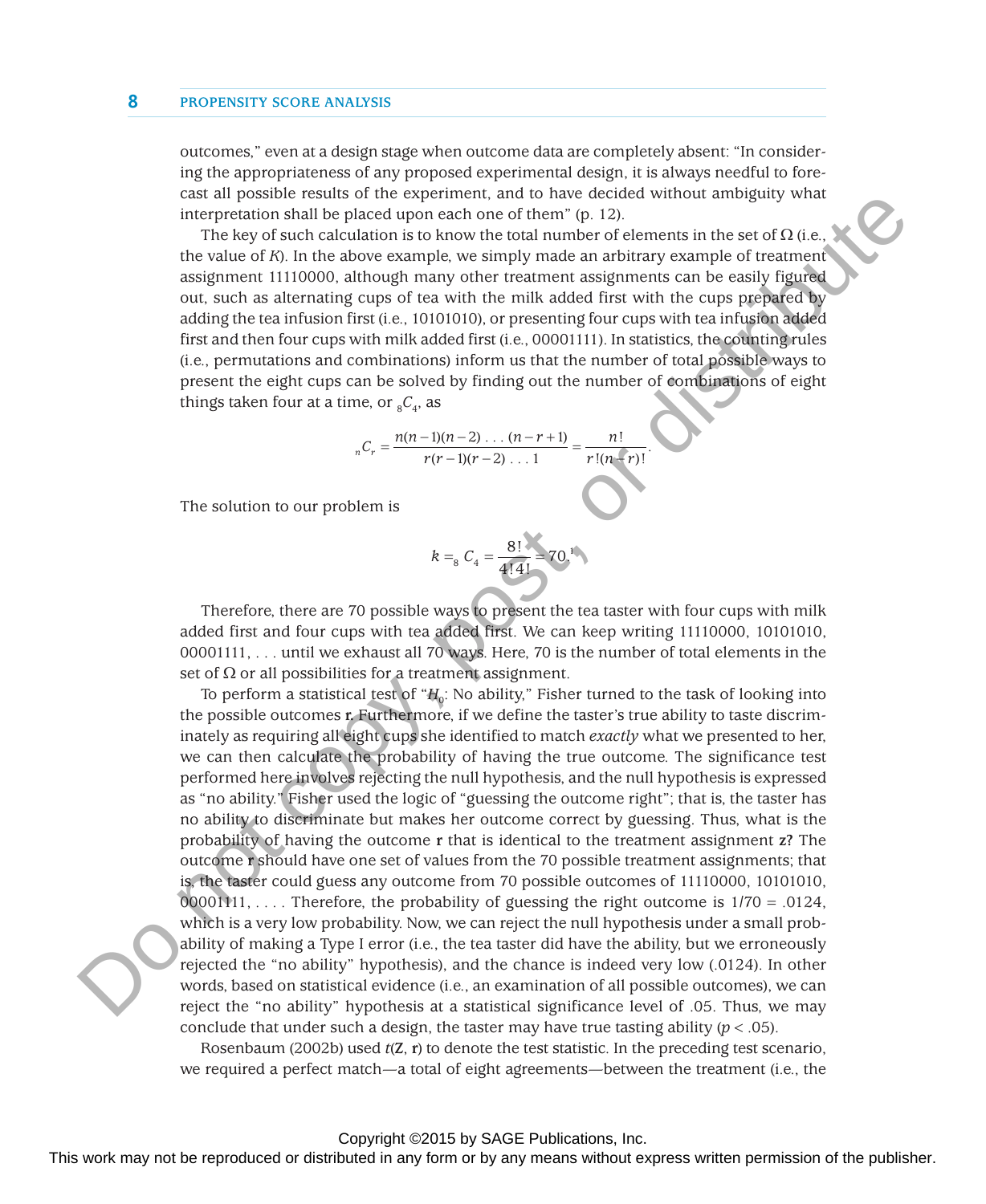outcomes," even at a design stage when outcome data are completely absent: "In considering the appropriateness of any proposed experimental design, it is always needful to forecast all possible results of the experiment, and to have decided without ambiguity what interpretation shall be placed upon each one of them" (p. 12).

The key of such calculation is to know the total number of elements in the set of Ω (i.e., the value of *K*). In the above example, we simply made an arbitrary example of treatment assignment 11110000, although many other treatment assignments can be easily figured out, such as alternating cups of tea with the milk added first with the cups prepared by adding the tea infusion first (i.e., 10101010), or presenting four cups with tea infusion added first and then four cups with milk added first (i.e., 00001111). In statistics, the counting rules (i.e., permutations and combinations) inform us that the number of total possible ways to present the eight cups can be solved by finding out the number of combinations of eight things taken four at a time, or ${}_8C_4$, as

$$ {}_nC_r = \frac{n(n-1)(n-2)\ldots(n-r+1)}{r(r-1)(r-2)\ldots 1} = \frac{n!}{r!(n-r)!}. $$

The solution to our problem is

$$ k = {}_8C_4 = \frac{8!}{4!4!} = 70. $$[1]

Therefore, there are 70 possible ways to present the tea taster with four cups with milk added first and four cups with tea added first. We can keep writing 11110000, 10101010, 00001111, . . . until we exhaust all 70 ways. Here, 70 is the number of total elements in the set of Ω or all possibilities for a treatment assignment.

To perform a statistical test of "$H_0$: No ability," Fisher turned to the task of looking into the possible outcomes **r**. Furthermore, if we define the taster's true ability to taste discriminately as requiring all eight cups she identified to match *exactly* what we presented to her, we can then calculate the probability of having the true outcome. The significance test performed here involves rejecting the null hypothesis, and the null hypothesis is expressed as "no ability." Fisher used the logic of "guessing the outcome right"; that is, the taster has no ability to discriminate but makes her outcome correct by guessing. Thus, what is the probability of having the outcome **r** that is identical to the treatment assignment **z?** The outcome **r** should have one set of values from the 70 possible treatment assignments; that is, the taster could guess any outcome from 70 possible outcomes of 11110000, 10101010, 00001111, . . . . Therefore, the probability of guessing the right outcome is 1/70 = .0124, which is a very low probability. Now, we can reject the null hypothesis under a small probability of making a Type I error (i.e., the tea taster did have the ability, but we erroneously rejected the "no ability" hypothesis), and the chance is indeed very low (.0124). In other words, based on statistical evidence (i.e., an examination of all possible outcomes), we can reject the "no ability" hypothesis at a statistical significance level of .05. Thus, we may conclude that under such a design, the taster may have true tasting ability ($p < .05$).

Rosenbaum (2002b) used $t(\mathbf{Z}, \mathbf{r})$ to denote the test statistic. In the preceding test scenario, we required a perfect match—a total of eight agreements—between the treatment (i.e., the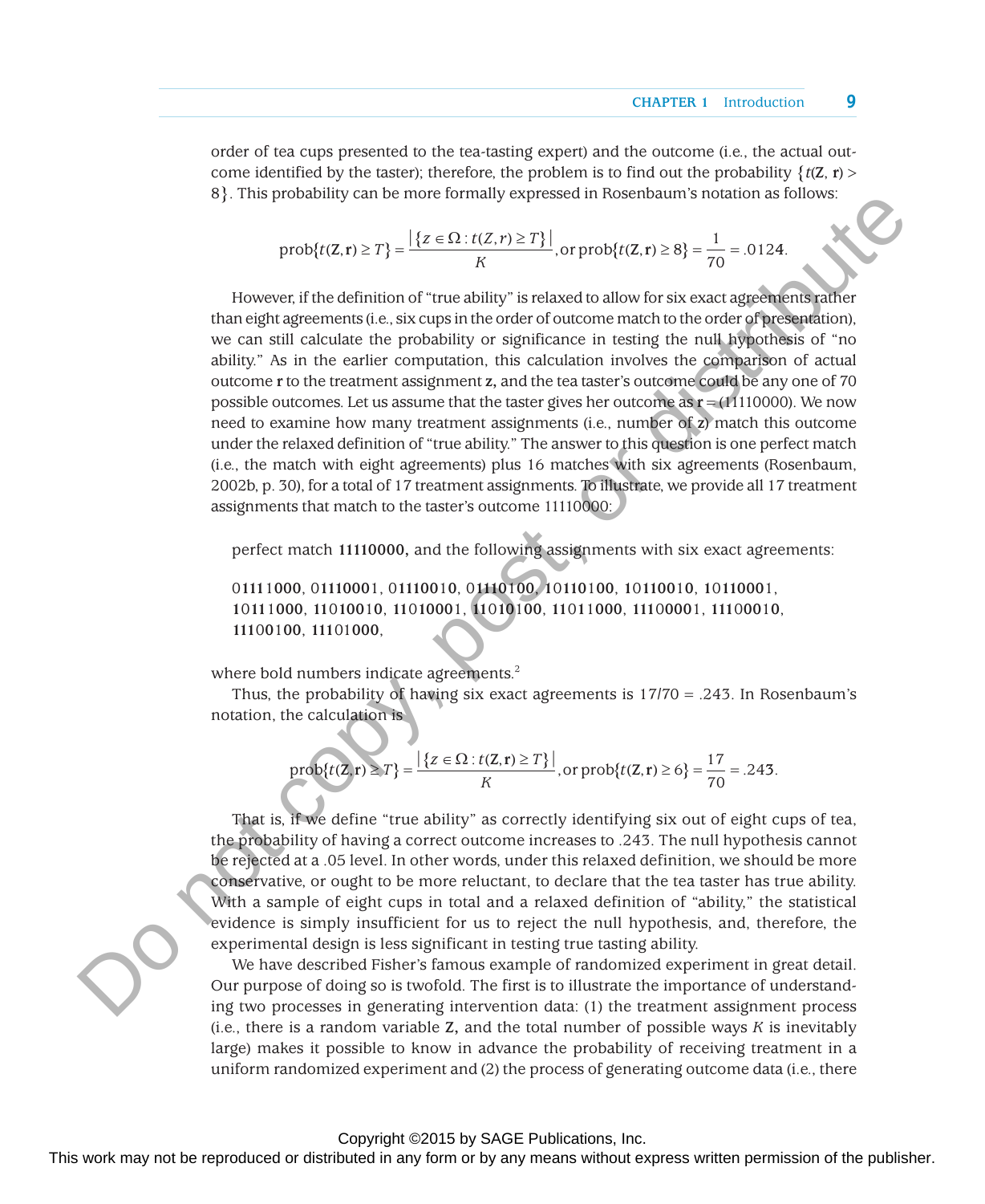order of tea cups presented to the tea-tasting expert) and the outcome (i.e., the actual outcome identified by the taster); therefore, the problem is to find out the probability $\{t(\mathbf{Z}, \mathbf{r}) > 8\}$. This probability can be more formally expressed in Rosenbaum's notation as follows:

$$\text{prob}\{t(\mathbf{Z},\mathbf{r}) \geq T\} = \frac{|\{z \in \Omega : t(Z,r) \geq T\}|}{K}, \text{or prob}\{t(\mathbf{Z},\mathbf{r}) \geq 8\} = \frac{1}{70} = .0124.$$

However, if the definition of "true ability" is relaxed to allow for six exact agreements rather than eight agreements (i.e., six cups in the order of outcome match to the order of presentation), we can still calculate the probability or significance in testing the null hypothesis of "no ability." As in the earlier computation, this calculation involves the comparison of actual outcome **r** to the treatment assignment **z,** and the tea taster's outcome could be any one of 70 possible outcomes. Let us assume that the taster gives her outcome as **r** = (11110000). We now need to examine how many treatment assignments (i.e., number of **z**) match this outcome under the relaxed definition of "true ability." The answer to this question is one perfect match (i.e., the match with eight agreements) plus 16 matches with six agreements (Rosenbaum, 2002b, p. 30), for a total of 17 treatment assignments. To illustrate, we provide all 17 treatment assignments that match to the taster's outcome 11110000:

perfect match **11110000,** and the following assignments with six exact agreements:

0**1111000**, 0**111000**1, 0**11100**1**0**, 0**1110100**, **1**0**110100**, **1**0**1100**1**0**, **1**0**11000**1, **1**0**111000**, **11**0**100**1**0**, **11**0**1000**1, **11**0**10100**, **11**0**11000**, **111000**0**1**, **1110001**0, **11100100**, **1110**1**000**,

where bold numbers indicate agreements.[2]

Thus, the probability of having six exact agreements is 17/70 = .243. In Rosenbaum's notation, the calculation is

$$\text{prob}\{t(\mathbf{Z},\mathbf{r}) \geq T\} = \frac{|\{z \in \Omega : t(\mathbf{Z},\mathbf{r}) \geq T\}|}{K}, \text{or prob}\{t(\mathbf{Z},\mathbf{r}) \geq 6\} = \frac{17}{70} = .243.$$

That is, if we define "true ability" as correctly identifying six out of eight cups of tea, the probability of having a correct outcome increases to .243. The null hypothesis cannot be rejected at a .05 level. In other words, under this relaxed definition, we should be more conservative, or ought to be more reluctant, to declare that the tea taster has true ability. With a sample of eight cups in total and a relaxed definition of "ability," the statistical evidence is simply insufficient for us to reject the null hypothesis, and, therefore, the experimental design is less significant in testing true tasting ability.

We have described Fisher's famous example of randomized experiment in great detail. Our purpose of doing so is twofold. The first is to illustrate the importance of understanding two processes in generating intervention data: (1) the treatment assignment process (i.e., there is a random variable **Z,** and the total number of possible ways $K$ is inevitably large) makes it possible to know in advance the probability of receiving treatment in a uniform randomized experiment and (2) the process of generating outcome data (i.e., there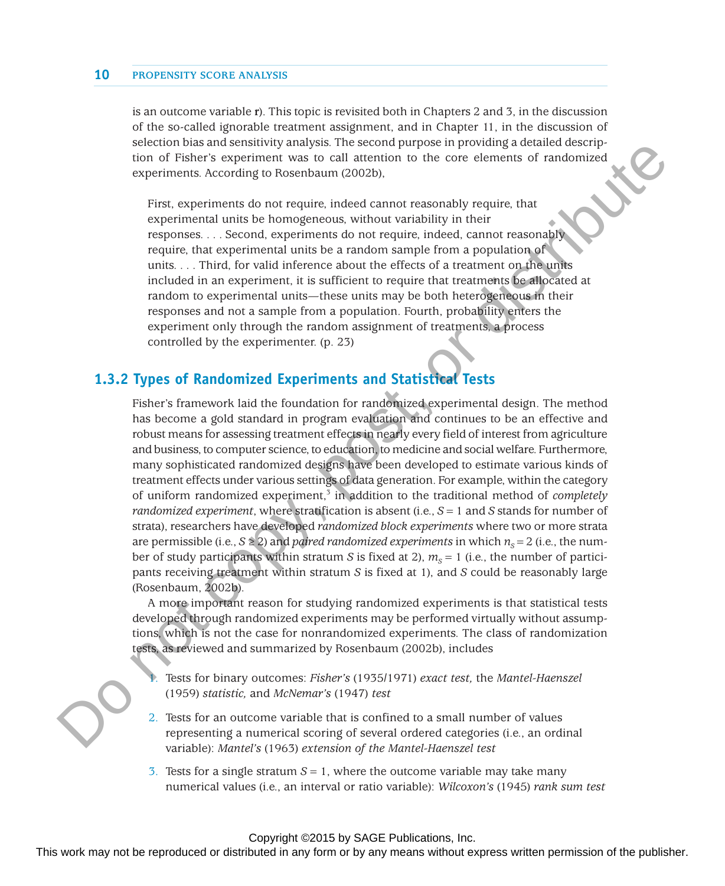is an outcome variable **r**). This topic is revisited both in Chapters 2 and 3, in the discussion of the so-called ignorable treatment assignment, and in Chapter 11, in the discussion of selection bias and sensitivity analysis. The second purpose in providing a detailed description of Fisher's experiment was to call attention to the core elements of randomized experiments. According to Rosenbaum (2002b),

> First, experiments do not require, indeed cannot reasonably require, that experimental units be homogeneous, without variability in their responses. . . . Second, experiments do not require, indeed, cannot reasonably require, that experimental units be a random sample from a population of units. . . . Third, for valid inference about the effects of a treatment on the units included in an experiment, it is sufficient to require that treatments be allocated at random to experimental units—these units may be both heterogeneous in their responses and not a sample from a population. Fourth, probability enters the experiment only through the random assignment of treatments, a process controlled by the experimenter. (p. 23)

### 1.3.2 Types of Randomized Experiments and Statistical Tests

Fisher's framework laid the foundation for randomized experimental design. The method has become a gold standard in program evaluation and continues to be an effective and robust means for assessing treatment effects in nearly every field of interest from agriculture and business, to computer science, to education, to medicine and social welfare. Furthermore, many sophisticated randomized designs have been developed to estimate various kinds of treatment effects under various settings of data generation. For example, within the category of uniform randomized experiment,[3] in addition to the traditional method of *completely randomized experiment*, where stratification is absent (i.e., $S = 1$ and $S$ stands for number of strata), researchers have developed *randomized block experiments* where two or more strata are permissible (i.e., $S \geq 2$) and *paired randomized experiments* in which $n_S = 2$ (i.e., the number of study participants within stratum $S$ is fixed at 2), $m_S = 1$ (i.e., the number of participants receiving treatment within stratum $S$ is fixed at 1), and $S$ could be reasonably large (Rosenbaum, 2002b).

A more important reason for studying randomized experiments is that statistical tests developed through randomized experiments may be performed virtually without assumptions, which is not the case for nonrandomized experiments. The class of randomization tests, as reviewed and summarized by Rosenbaum (2002b), includes

1. Tests for binary outcomes: *Fisher's* (1935/1971) *exact test,* the *Mantel-Haenszel* (1959) *statistic,* and *McNemar's* (1947) *test*
2. Tests for an outcome variable that is confined to a small number of values representing a numerical scoring of several ordered categories (i.e., an ordinal variable): *Mantel's* (1963) *extension of the Mantel-Haenszel test*
3. Tests for a single stratum $S = 1$, where the outcome variable may take many numerical values (i.e., an interval or ratio variable): *Wilcoxon's* (1945) *rank sum test*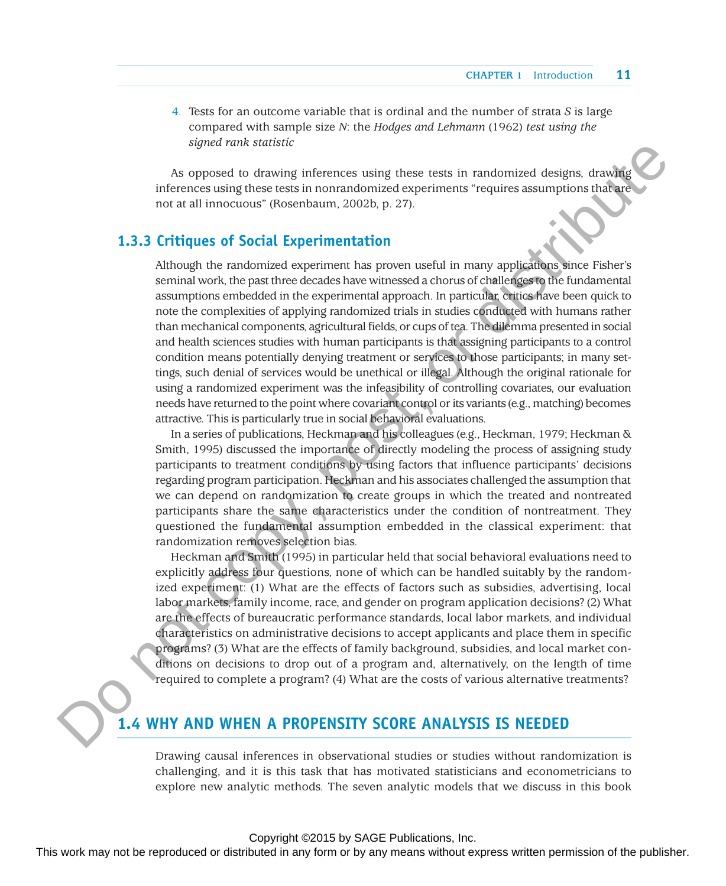4. Tests for an outcome variable that is ordinal and the number of strata $S$ is large compared with sample size $N$: the *Hodges and Lehmann* (1962) *test using the signed rank statistic*

As opposed to drawing inferences using these tests in randomized designs, drawing inferences using these tests in nonrandomized experiments "requires assumptions that are not at all innocuous" (Rosenbaum, 2002b, p. 27).

### 1.3.3 Critiques of Social Experimentation

Although the randomized experiment has proven useful in many applications since Fisher's seminal work, the past three decades have witnessed a chorus of challenges to the fundamental assumptions embedded in the experimental approach. In particular, critics have been quick to note the complexities of applying randomized trials in studies conducted with humans rather than mechanical components, agricultural fields, or cups of tea. The dilemma presented in social and health sciences studies with human participants is that assigning participants to a control condition means potentially denying treatment or services to those participants; in many settings, such denial of services would be unethical or illegal. Although the original rationale for using a randomized experiment was the infeasibility of controlling covariates, our evaluation needs have returned to the point where covariant control or its variants (e.g., matching) becomes attractive. This is particularly true in social behavioral evaluations.

In a series of publications, Heckman and his colleagues (e.g., Heckman, 1979; Heckman & Smith, 1995) discussed the importance of directly modeling the process of assigning study participants to treatment conditions by using factors that influence participants' decisions regarding program participation. Heckman and his associates challenged the assumption that we can depend on randomization to create groups in which the treated and nontreated participants share the same characteristics under the condition of nontreatment. They questioned the fundamental assumption embedded in the classical experiment: that randomization removes selection bias.

Heckman and Smith (1995) in particular held that social behavioral evaluations need to explicitly address four questions, none of which can be handled suitably by the randomized experiment: (1) What are the effects of factors such as subsidies, advertising, local labor markets, family income, race, and gender on program application decisions? (2) What are the effects of bureaucratic performance standards, local labor markets, and individual characteristics on administrative decisions to accept applicants and place them in specific programs? (3) What are the effects of family background, subsidies, and local market conditions on decisions to drop out of a program and, alternatively, on the length of time required to complete a program? (4) What are the costs of various alternative treatments?

## 1.4 WHY AND WHEN A PROPENSITY SCORE ANALYSIS IS NEEDED

Drawing causal inferences in observational studies or studies without randomization is challenging, and it is this task that has motivated statisticians and econometricians to explore new analytic methods. The seven analytic models that we discuss in this book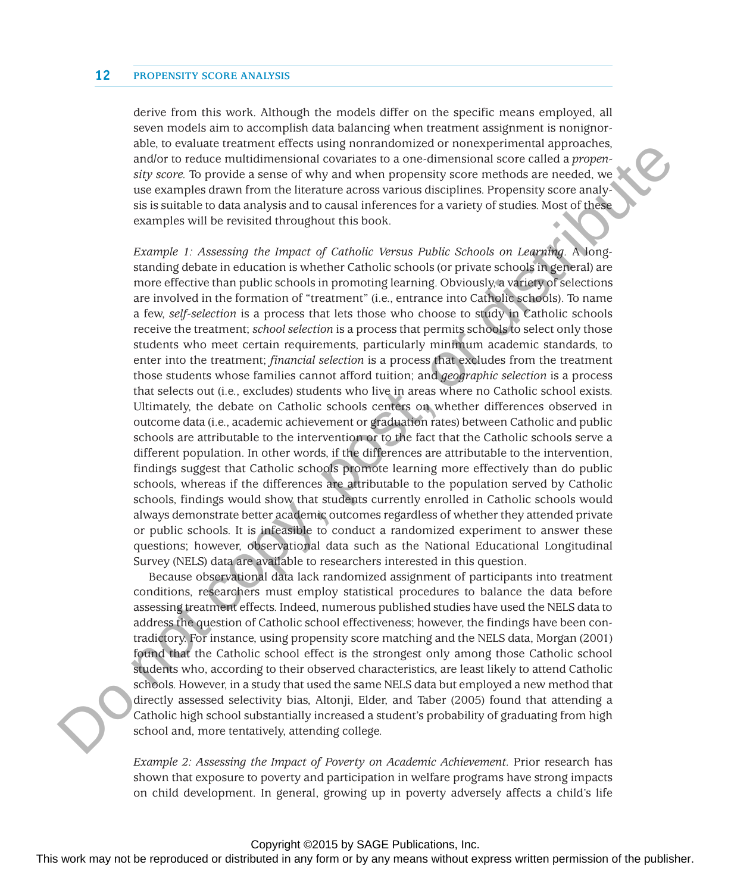derive from this work. Although the models differ on the specific means employed, all seven models aim to accomplish data balancing when treatment assignment is nonignorable, to evaluate treatment effects using nonrandomized or nonexperimental approaches, and/or to reduce multidimensional covariates to a one-dimensional score called a *propensity score.* To provide a sense of why and when propensity score methods are needed, we use examples drawn from the literature across various disciplines. Propensity score analysis is suitable to data analysis and to causal inferences for a variety of studies. Most of these examples will be revisited throughout this book.

*Example 1: Assessing the Impact of Catholic Versus Public Schools on Learning.* A long-standing debate in education is whether Catholic schools (or private schools in general) are more effective than public schools in promoting learning. Obviously, a variety of selections are involved in the formation of "treatment" (i.e., entrance into Catholic schools). To name a few, *self-selection* is a process that lets those who choose to study in Catholic schools receive the treatment; *school selection* is a process that permits schools to select only those students who meet certain requirements, particularly minimum academic standards, to enter into the treatment; *financial selection* is a process that excludes from the treatment those students whose families cannot afford tuition; and *geographic selection* is a process that selects out (i.e., excludes) students who live in areas where no Catholic school exists. Ultimately, the debate on Catholic schools centers on whether differences observed in outcome data (i.e., academic achievement or graduation rates) between Catholic and public schools are attributable to the intervention or to the fact that the Catholic schools serve a different population. In other words, if the differences are attributable to the intervention, findings suggest that Catholic schools promote learning more effectively than do public schools, whereas if the differences are attributable to the population served by Catholic schools, findings would show that students currently enrolled in Catholic schools would always demonstrate better academic outcomes regardless of whether they attended private or public schools. It is infeasible to conduct a randomized experiment to answer these questions; however, observational data such as the National Educational Longitudinal Survey (NELS) data are available to researchers interested in this question.

Because observational data lack randomized assignment of participants into treatment conditions, researchers must employ statistical procedures to balance the data before assessing treatment effects. Indeed, numerous published studies have used the NELS data to address the question of Catholic school effectiveness; however, the findings have been contradictory. For instance, using propensity score matching and the NELS data, Morgan (2001) found that the Catholic school effect is the strongest only among those Catholic school students who, according to their observed characteristics, are least likely to attend Catholic schools. However, in a study that used the same NELS data but employed a new method that directly assessed selectivity bias, Altonji, Elder, and Taber (2005) found that attending a Catholic high school substantially increased a student's probability of graduating from high school and, more tentatively, attending college.

*Example 2: Assessing the Impact of Poverty on Academic Achievement.* Prior research has shown that exposure to poverty and participation in welfare programs have strong impacts on child development. In general, growing up in poverty adversely affects a child's life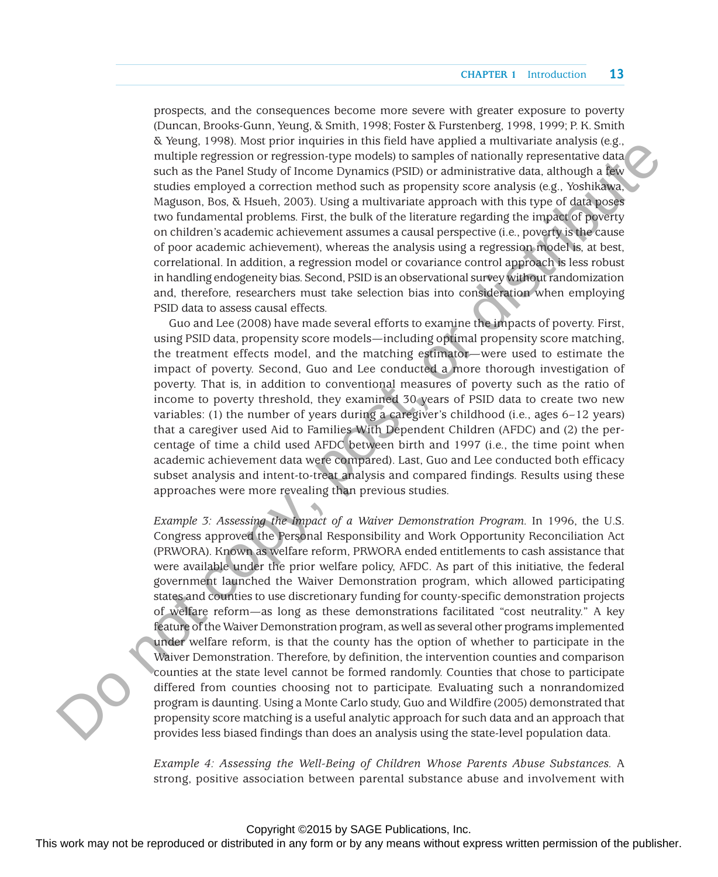prospects, and the consequences become more severe with greater exposure to poverty (Duncan, Brooks-Gunn, Yeung, & Smith, 1998; Foster & Furstenberg, 1998, 1999; P. K. Smith & Yeung, 1998). Most prior inquiries in this field have applied a multivariate analysis (e.g., multiple regression or regression-type models) to samples of nationally representative data such as the Panel Study of Income Dynamics (PSID) or administrative data, although a few studies employed a correction method such as propensity score analysis (e.g., Yoshikawa, Maguson, Bos, & Hsueh, 2003). Using a multivariate approach with this type of data poses two fundamental problems. First, the bulk of the literature regarding the impact of poverty on children's academic achievement assumes a causal perspective (i.e., poverty is the cause of poor academic achievement), whereas the analysis using a regression model is, at best, correlational. In addition, a regression model or covariance control approach is less robust in handling endogeneity bias. Second, PSID is an observational survey without randomization and, therefore, researchers must take selection bias into consideration when employing PSID data to assess causal effects.

Guo and Lee (2008) have made several efforts to examine the impacts of poverty. First, using PSID data, propensity score models—including optimal propensity score matching, the treatment effects model, and the matching estimator—were used to estimate the impact of poverty. Second, Guo and Lee conducted a more thorough investigation of poverty. That is, in addition to conventional measures of poverty such as the ratio of income to poverty threshold, they examined 30 years of PSID data to create two new variables: (1) the number of years during a caregiver's childhood (i.e., ages 6–12 years) that a caregiver used Aid to Families With Dependent Children (AFDC) and (2) the percentage of time a child used AFDC between birth and 1997 (i.e., the time point when academic achievement data were compared). Last, Guo and Lee conducted both efficacy subset analysis and intent-to-treat analysis and compared findings. Results using these approaches were more revealing than previous studies.

*Example 3: Assessing the Impact of a Waiver Demonstration Program.* In 1996, the U.S. Congress approved the Personal Responsibility and Work Opportunity Reconciliation Act (PRWORA). Known as welfare reform, PRWORA ended entitlements to cash assistance that were available under the prior welfare policy, AFDC. As part of this initiative, the federal government launched the Waiver Demonstration program, which allowed participating states and counties to use discretionary funding for county-specific demonstration projects of welfare reform—as long as these demonstrations facilitated "cost neutrality." A key feature of the Waiver Demonstration program, as well as several other programs implemented under welfare reform, is that the county has the option of whether to participate in the Waiver Demonstration. Therefore, by definition, the intervention counties and comparison counties at the state level cannot be formed randomly. Counties that chose to participate differed from counties choosing not to participate. Evaluating such a nonrandomized program is daunting. Using a Monte Carlo study, Guo and Wildfire (2005) demonstrated that propensity score matching is a useful analytic approach for such data and an approach that provides less biased findings than does an analysis using the state-level population data.

*Example 4: Assessing the Well-Being of Children Whose Parents Abuse Substances.* A strong, positive association between parental substance abuse and involvement with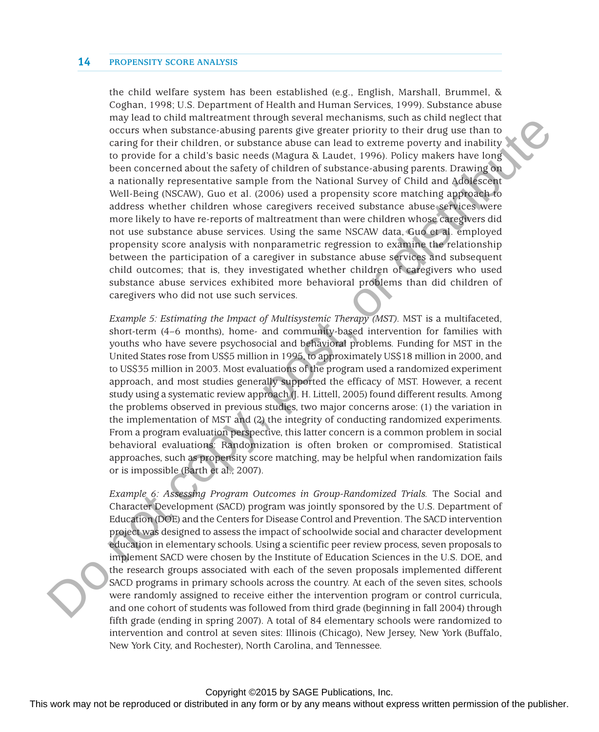the child welfare system has been established (e.g., English, Marshall, Brummel, & Coghan, 1998; U.S. Department of Health and Human Services, 1999). Substance abuse may lead to child maltreatment through several mechanisms, such as child neglect that occurs when substance-abusing parents give greater priority to their drug use than to caring for their children, or substance abuse can lead to extreme poverty and inability to provide for a child's basic needs (Magura & Laudet, 1996). Policy makers have long been concerned about the safety of children of substance-abusing parents. Drawing on a nationally representative sample from the National Survey of Child and Adolescent Well-Being (NSCAW), Guo et al. (2006) used a propensity score matching approach to address whether children whose caregivers received substance abuse services were more likely to have re-reports of maltreatment than were children whose caregivers did not use substance abuse services. Using the same NSCAW data, Guo et al. employed propensity score analysis with nonparametric regression to examine the relationship between the participation of a caregiver in substance abuse services and subsequent child outcomes; that is, they investigated whether children of caregivers who used substance abuse services exhibited more behavioral problems than did children of caregivers who did not use such services.

*Example 5: Estimating the Impact of Multisystemic Therapy (MST).* MST is a multifaceted, short-term (4–6 months), home- and community-based intervention for families with youths who have severe psychosocial and behavioral problems. Funding for MST in the United States rose from US$5 million in 1995, to approximately US$18 million in 2000, and to US$35 million in 2003. Most evaluations of the program used a randomized experiment approach, and most studies generally supported the efficacy of MST. However, a recent study using a systematic review approach (J. H. Littell, 2005) found different results. Among the problems observed in previous studies, two major concerns arose: (1) the variation in the implementation of MST and (2) the integrity of conducting randomized experiments. From a program evaluation perspective, this latter concern is a common problem in social behavioral evaluations: Randomization is often broken or compromised. Statistical approaches, such as propensity score matching, may be helpful when randomization fails or is impossible (Barth et al., 2007).

*Example 6: Assessing Program Outcomes in Group-Randomized Trials.* The Social and Character Development (SACD) program was jointly sponsored by the U.S. Department of Education (DOE) and the Centers for Disease Control and Prevention. The SACD intervention project was designed to assess the impact of schoolwide social and character development education in elementary schools. Using a scientific peer review process, seven proposals to implement SACD were chosen by the Institute of Education Sciences in the U.S. DOE, and the research groups associated with each of the seven proposals implemented different SACD programs in primary schools across the country. At each of the seven sites, schools were randomly assigned to receive either the intervention program or control curricula, and one cohort of students was followed from third grade (beginning in fall 2004) through fifth grade (ending in spring 2007). A total of 84 elementary schools were randomized to intervention and control at seven sites: Illinois (Chicago), New Jersey, New York (Buffalo, New York City, and Rochester), North Carolina, and Tennessee.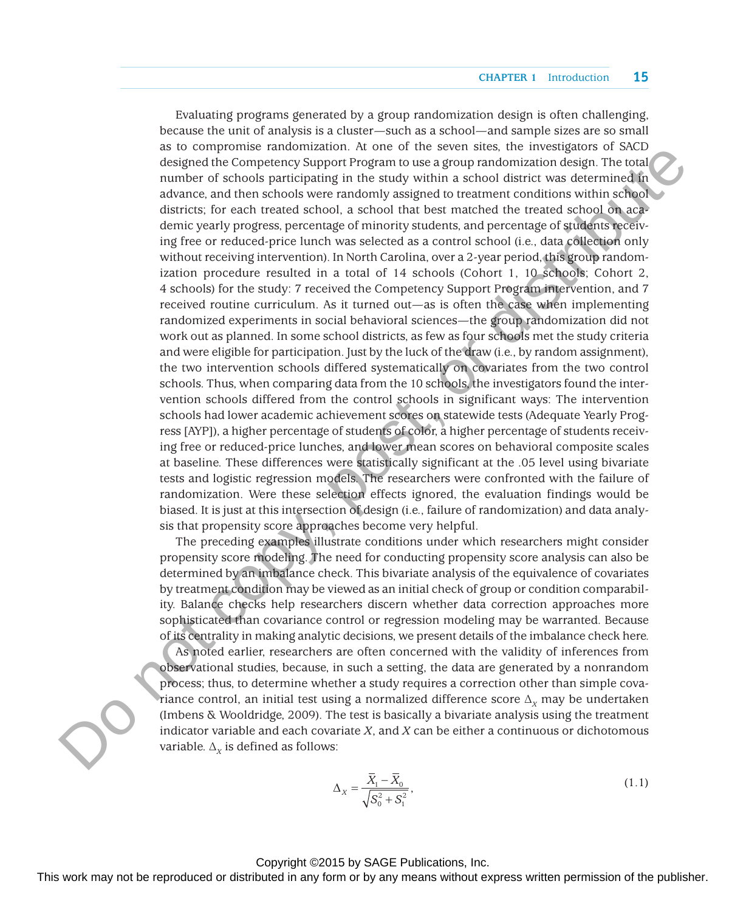Evaluating programs generated by a group randomization design is often challenging, because the unit of analysis is a cluster—such as a school—and sample sizes are so small as to compromise randomization. At one of the seven sites, the investigators of SACD designed the Competency Support Program to use a group randomization design. The total number of schools participating in the study within a school district was determined in advance, and then schools were randomly assigned to treatment conditions within school districts; for each treated school, a school that best matched the treated school on academic yearly progress, percentage of minority students, and percentage of students receiving free or reduced-price lunch was selected as a control school (i.e., data collection only without receiving intervention). In North Carolina, over a 2-year period, this group randomization procedure resulted in a total of 14 schools (Cohort 1, 10 schools; Cohort 2, 4 schools) for the study: 7 received the Competency Support Program intervention, and 7 received routine curriculum. As it turned out—as is often the case when implementing randomized experiments in social behavioral sciences—the group randomization did not work out as planned. In some school districts, as few as four schools met the study criteria and were eligible for participation. Just by the luck of the draw (i.e., by random assignment), the two intervention schools differed systematically on covariates from the two control schools. Thus, when comparing data from the 10 schools, the investigators found the intervention schools differed from the control schools in significant ways: The intervention schools had lower academic achievement scores on statewide tests (Adequate Yearly Progress [AYP]), a higher percentage of students of color, a higher percentage of students receiving free or reduced-price lunches, and lower mean scores on behavioral composite scales at baseline. These differences were statistically significant at the .05 level using bivariate tests and logistic regression models. The researchers were confronted with the failure of randomization. Were these selection effects ignored, the evaluation findings would be biased. It is just at this intersection of design (i.e., failure of randomization) and data analysis that propensity score approaches become very helpful.

The preceding examples illustrate conditions under which researchers might consider propensity score modeling. The need for conducting propensity score analysis can also be determined by an imbalance check. This bivariate analysis of the equivalence of covariates by treatment condition may be viewed as an initial check of group or condition comparability. Balance checks help researchers discern whether data correction approaches more sophisticated than covariance control or regression modeling may be warranted. Because of its centrality in making analytic decisions, we present details of the imbalance check here.

As noted earlier, researchers are often concerned with the validity of inferences from observational studies, because, in such a setting, the data are generated by a nonrandom process; thus, to determine whether a study requires a correction other than simple covariance control, an initial test using a normalized difference score $\Delta_X$ may be undertaken (Imbens & Wooldridge, 2009). The test is basically a bivariate analysis using the treatment indicator variable and each covariate $X$, and $X$ can be either a continuous or dichotomous variable. $\Delta_X$ is defined as follows:

$$\Delta_X = \frac{\bar{X}_1 - \bar{X}_0}{\sqrt{S_0^2 + S_1^2}}, \tag{1.1}$$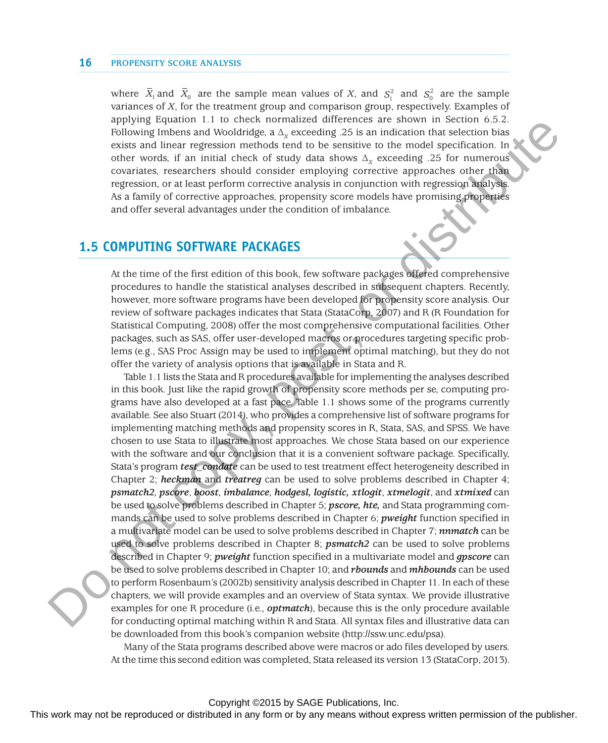where $\bar{X}_1$ and $\bar{X}_0$ are the sample mean values of $X$, and $S_1^2$ and $S_0^2$ are the sample variances of $X$, for the treatment group and comparison group, respectively. Examples of applying Equation 1.1 to check normalized differences are shown in Section 6.5.2. Following Imbens and Wooldridge, a $\Delta_X$ exceeding .25 is an indication that selection bias exists and linear regression methods tend to be sensitive to the model specification. In other words, if an initial check of study data shows $\Delta_X$ exceeding .25 for numerous covariates, researchers should consider employing corrective approaches other than regression, or at least perform corrective analysis in conjunction with regression analysis. As a family of corrective approaches, propensity score models have promising properties and offer several advantages under the condition of imbalance.

## 1.5 COMPUTING SOFTWARE PACKAGES

At the time of the first edition of this book, few software packages offered comprehensive procedures to handle the statistical analyses described in subsequent chapters. Recently, however, more software programs have been developed for propensity score analysis. Our review of software packages indicates that Stata (StataCorp, 2007) and R (R Foundation for Statistical Computing, 2008) offer the most comprehensive computational facilities. Other packages, such as SAS, offer user-developed macros or procedures targeting specific problems (e.g., SAS Proc Assign may be used to implement optimal matching), but they do not offer the variety of analysis options that is available in Stata and R.

Table 1.1 lists the Stata and R procedures available for implementing the analyses described in this book. Just like the rapid growth of propensity score methods per se, computing programs have also developed at a fast pace. Table 1.1 shows some of the programs currently available. See also Stuart (2014), who provides a comprehensive list of software programs for implementing matching methods and propensity scores in R, Stata, SAS, and SPSS. We have chosen to use Stata to illustrate most approaches. We chose Stata based on our experience with the software and our conclusion that it is a convenient software package. Specifically, Stata's program ***test_condate*** can be used to test treatment effect heterogeneity described in Chapter 2; ***heckman*** and ***treatreg*** can be used to solve problems described in Chapter 4; ***psmatch2, pscore***, ***boost***, ***imbalance, hodgesl, logistic, xtlogit***, ***xtmelogit***, and ***xtmixed*** can be used to solve problems described in Chapter 5; ***pscore, hte,*** and Stata programming commands can be used to solve problems described in Chapter 6; ***pweight*** function specified in a multivariate model can be used to solve problems described in Chapter 7; ***nnmatch*** can be used to solve problems described in Chapter 8; ***psmatch2*** can be used to solve problems described in Chapter 9; ***pweight*** function specified in a multivariate model and ***gpscore*** can be used to solve problems described in Chapter 10; and ***rbounds*** and ***mhbounds*** can be used to perform Rosenbaum's (2002b) sensitivity analysis described in Chapter 11. In each of these chapters, we will provide examples and an overview of Stata syntax. We provide illustrative examples for one R procedure (i.e., ***optmatch***), because this is the only procedure available for conducting optimal matching within R and Stata. All syntax files and illustrative data can be downloaded from this book's companion website (http://ssw.unc.edu/psa).

Many of the Stata programs described above were macros or ado files developed by users. At the time this second edition was completed, Stata released its version 13 (StataCorp, 2013).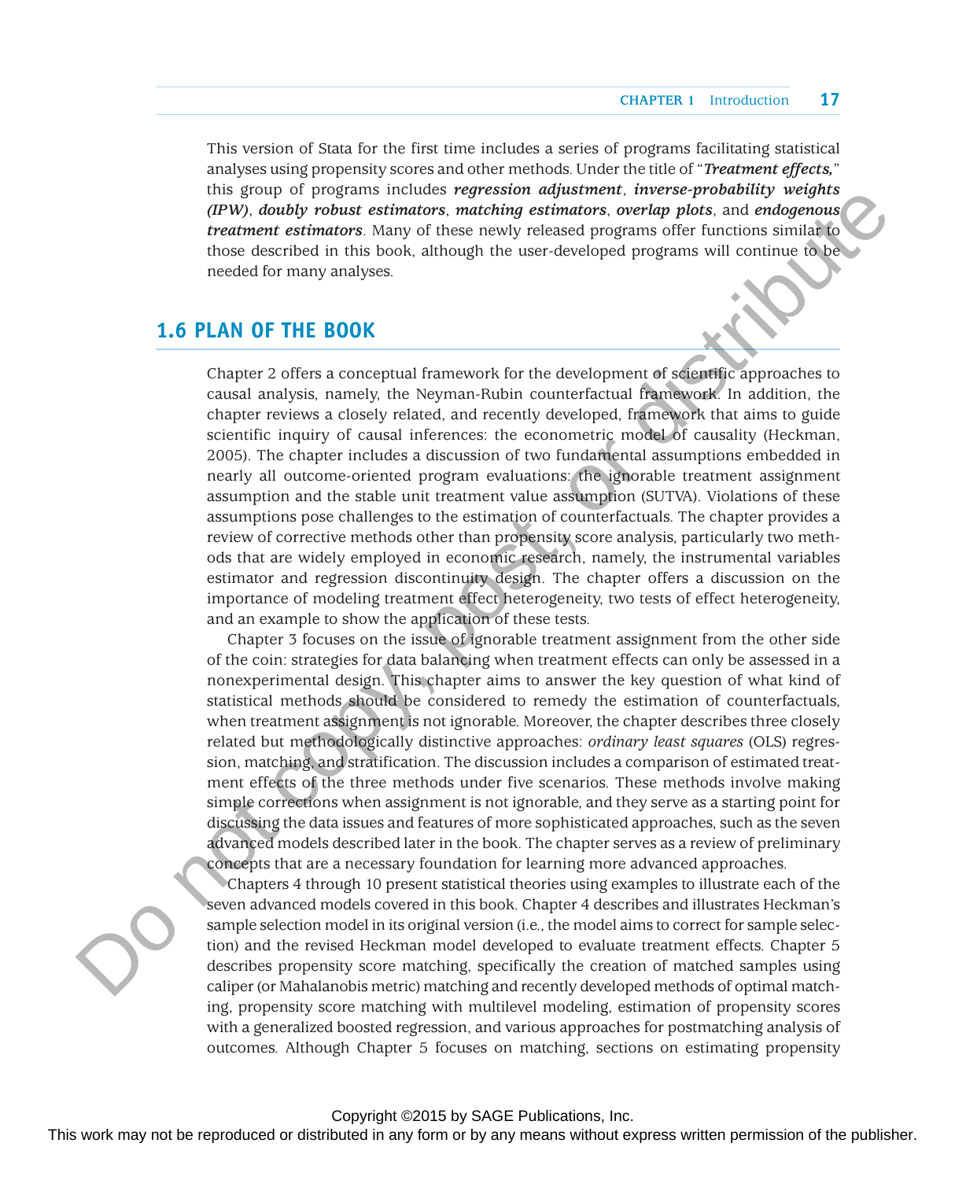This version of Stata for the first time includes a series of programs facilitating statistical analyses using propensity scores and other methods. Under the title of "***Treatment effects,***" this group of programs includes ***regression adjustment***, ***inverse-probability weights (IPW)***, ***doubly robust estimators***, ***matching estimators***, ***overlap plots***, and ***endogenous treatment estimators***. Many of these newly released programs offer functions similar to those described in this book, although the user-developed programs will continue to be needed for many analyses.

## 1.6 PLAN OF THE BOOK

Chapter 2 offers a conceptual framework for the development of scientific approaches to causal analysis, namely, the Neyman-Rubin counterfactual framework. In addition, the chapter reviews a closely related, and recently developed, framework that aims to guide scientific inquiry of causal inferences: the econometric model of causality (Heckman, 2005). The chapter includes a discussion of two fundamental assumptions embedded in nearly all outcome-oriented program evaluations: the ignorable treatment assignment assumption and the stable unit treatment value assumption (SUTVA). Violations of these assumptions pose challenges to the estimation of counterfactuals. The chapter provides a review of corrective methods other than propensity score analysis, particularly two methods that are widely employed in economic research, namely, the instrumental variables estimator and regression discontinuity design. The chapter offers a discussion on the importance of modeling treatment effect heterogeneity, two tests of effect heterogeneity, and an example to show the application of these tests.

Chapter 3 focuses on the issue of ignorable treatment assignment from the other side of the coin: strategies for data balancing when treatment effects can only be assessed in a nonexperimental design. This chapter aims to answer the key question of what kind of statistical methods should be considered to remedy the estimation of counterfactuals, when treatment assignment is not ignorable. Moreover, the chapter describes three closely related but methodologically distinctive approaches: *ordinary least squares* (OLS) regression, matching, and stratification. The discussion includes a comparison of estimated treatment effects of the three methods under five scenarios. These methods involve making simple corrections when assignment is not ignorable, and they serve as a starting point for discussing the data issues and features of more sophisticated approaches, such as the seven advanced models described later in the book. The chapter serves as a review of preliminary concepts that are a necessary foundation for learning more advanced approaches.

Chapters 4 through 10 present statistical theories using examples to illustrate each of the seven advanced models covered in this book. Chapter 4 describes and illustrates Heckman's sample selection model in its original version (i.e., the model aims to correct for sample selection) and the revised Heckman model developed to evaluate treatment effects. Chapter 5 describes propensity score matching, specifically the creation of matched samples using caliper (or Mahalanobis metric) matching and recently developed methods of optimal matching, propensity score matching with multilevel modeling, estimation of propensity scores with a generalized boosted regression, and various approaches for postmatching analysis of outcomes. Although Chapter 5 focuses on matching, sections on estimating propensity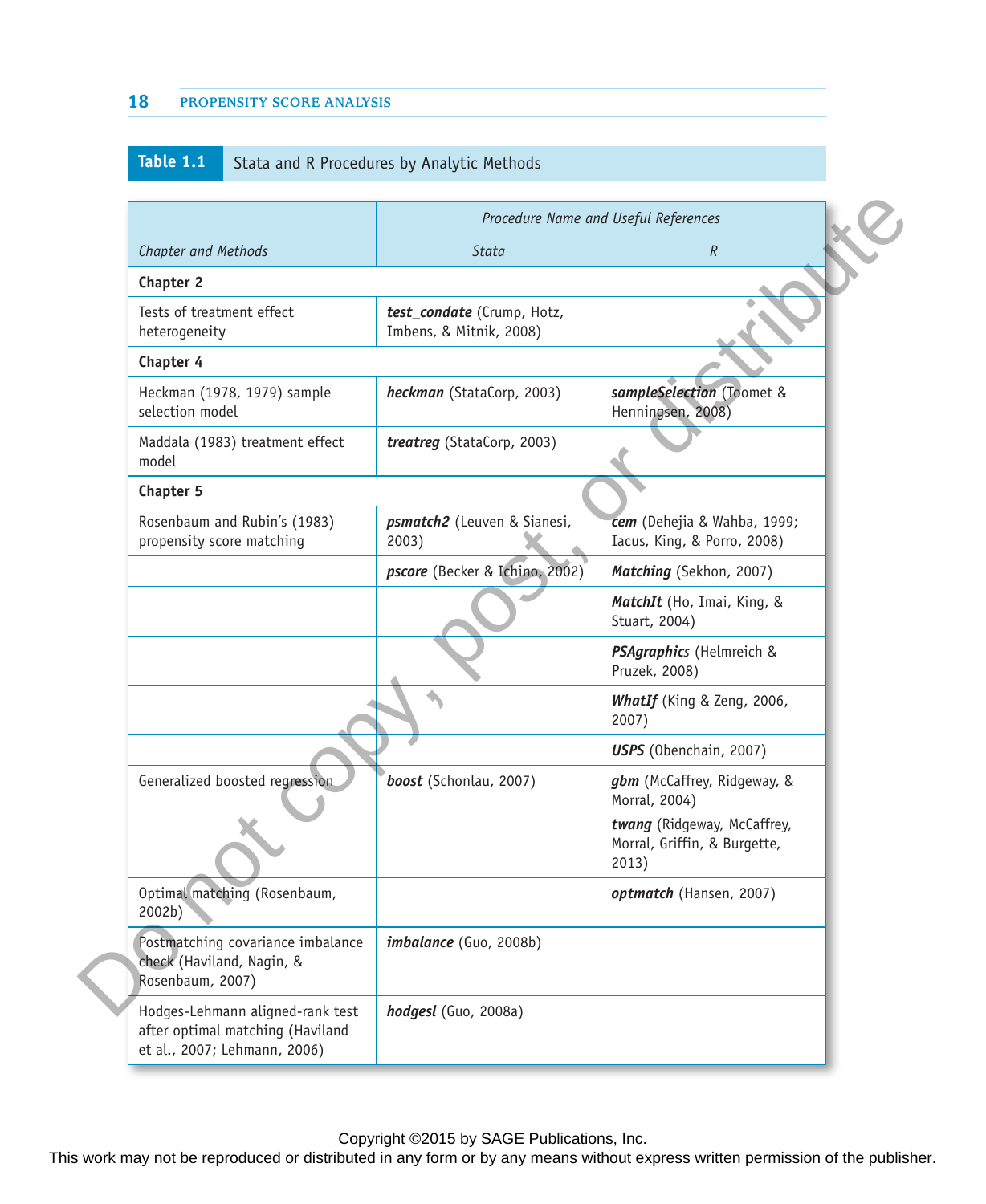**Table 1.1** Stata and R Procedures by Analytic Methods

| *Chapter and Methods* | *Procedure Name and Useful References* | |
|---|---|---|
| | *Stata* | *R* |
| **Chapter 2** | | |
| Tests of treatment effect heterogeneity | ***test_condate*** (Crump, Hotz, Imbens, & Mitnik, 2008) | |
| **Chapter 4** | | |
| Heckman (1978, 1979) sample selection model | ***heckman*** (StataCorp, 2003) | ***sampleSelection*** (Toomet & Henningsen, 2008) |
| Maddala (1983) treatment effect model | ***treatreg*** (StataCorp, 2003) | |
| **Chapter 5** | | |
| Rosenbaum and Rubin's (1983) propensity score matching | ***psmatch2*** (Leuven & Sianesi, 2003) | ***cem*** (Dehejia & Wahba, 1999; Iacus, King, & Porro, 2008) |
| | ***pscore*** (Becker & Ichino, 2002) | ***Matching*** (Sekhon, 2007) |
| | | ***MatchIt*** (Ho, Imai, King, & Stuart, 2004) |
| | | ***PSAgraphics*** (Helmreich & Pruzek, 2008) |
| | | ***WhatIf*** (King & Zeng, 2006, 2007) |
| | | ***USPS*** (Obenchain, 2007) |
| Generalized boosted regression | ***boost*** (Schonlau, 2007) | ***gbm*** (McCaffrey, Ridgeway, & Morral, 2004) ***twang*** (Ridgeway, McCaffrey, Morral, Griffin, & Burgette, 2013) |
| Optimal matching (Rosenbaum, 2002b) | | ***optmatch*** (Hansen, 2007) |
| Postmatching covariance imbalance check (Haviland, Nagin, & Rosenbaum, 2007) | ***imbalance*** (Guo, 2008b) | |
| Hodges-Lehmann aligned-rank test after optimal matching (Haviland et al., 2007; Lehmann, 2006) | ***hodgesl*** (Guo, 2008a) | |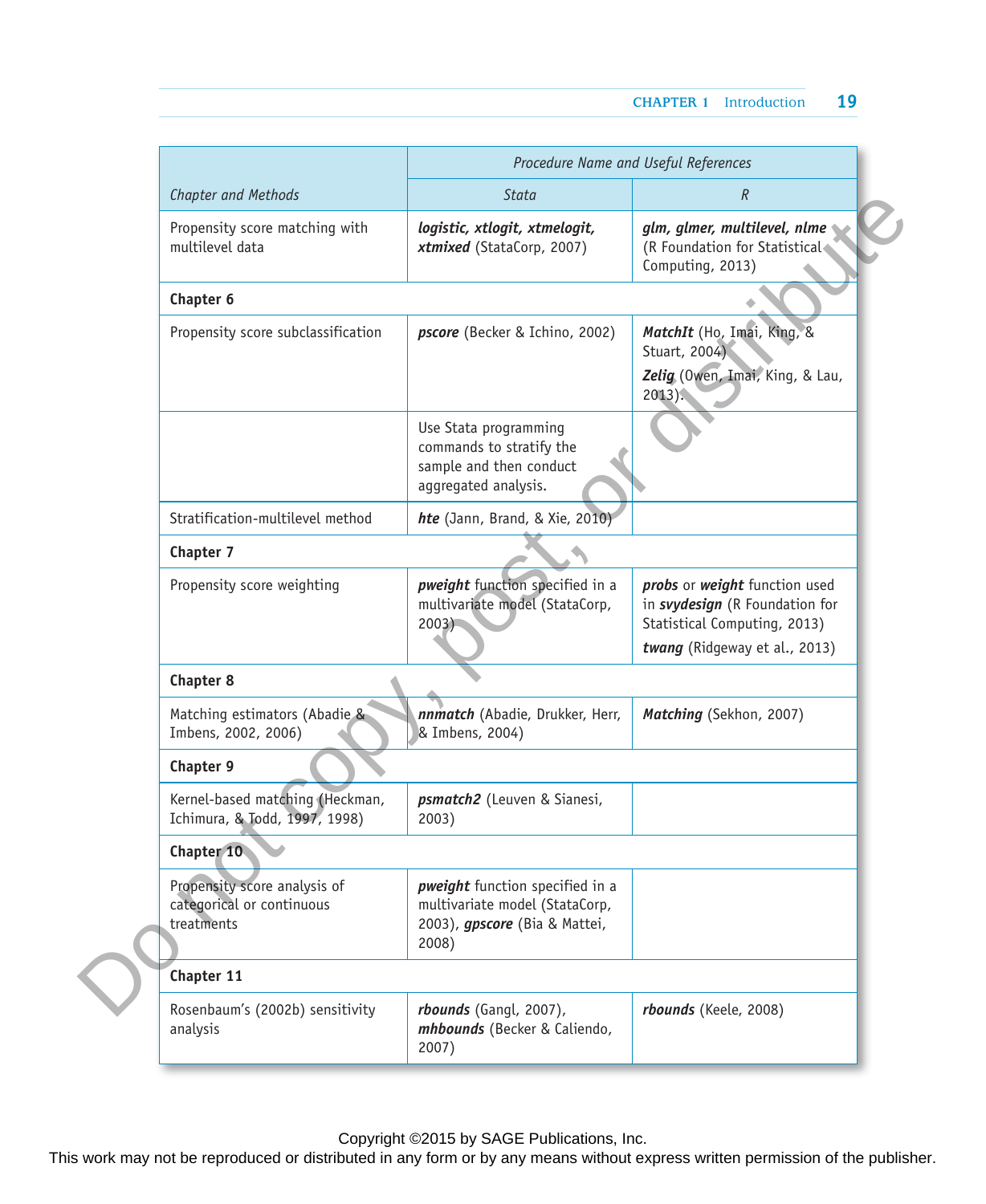| Chapter and Methods | Procedure Name and Useful References | |
|---|---|---|
| | *Stata* | *R* |
| Propensity score matching with multilevel data | ***logistic, xtlogit, xtmelogit, xtmixed*** (StataCorp, 2007) | ***glm, glmer, multilevel, nlme*** (R Foundation for Statistical Computing, 2013) |
| **Chapter 6** | | |
| Propensity score subclassification | ***pscore*** (Becker & Ichino, 2002) | ***MatchIt*** (Ho, Imai, King, & Stuart, 2004) ***Zelig*** (Owen, Imai, King, & Lau, 2013). |
| | Use Stata programming commands to stratify the sample and then conduct aggregated analysis. | |
| Stratification-multilevel method | ***hte*** (Jann, Brand, & Xie, 2010) | |
| **Chapter 7** | | |
| Propensity score weighting | ***pweight*** function specified in a multivariate model (StataCorp, 2003) | ***probs*** or ***weight*** function used in ***svydesign*** (R Foundation for Statistical Computing, 2013) ***twang*** (Ridgeway et al., 2013) |
| **Chapter 8** | | |
| Matching estimators (Abadie & Imbens, 2002, 2006) | ***nnmatch*** (Abadie, Drukker, Herr, & Imbens, 2004) | ***Matching*** (Sekhon, 2007) |
| **Chapter 9** | | |
| Kernel-based matching (Heckman, Ichimura, & Todd, 1997, 1998) | ***psmatch2*** (Leuven & Sianesi, 2003) | |
| **Chapter 10** | | |
| Propensity score analysis of categorical or continuous treatments | ***pweight*** function specified in a multivariate model (StataCorp, 2003), ***gpscore*** (Bia & Mattei, 2008) | |
| **Chapter 11** | | |
| Rosenbaum's (2002b) sensitivity analysis | ***rbounds*** (Gangl, 2007), ***mhbounds*** (Becker & Caliendo, 2007) | ***rbounds*** (Keele, 2008) |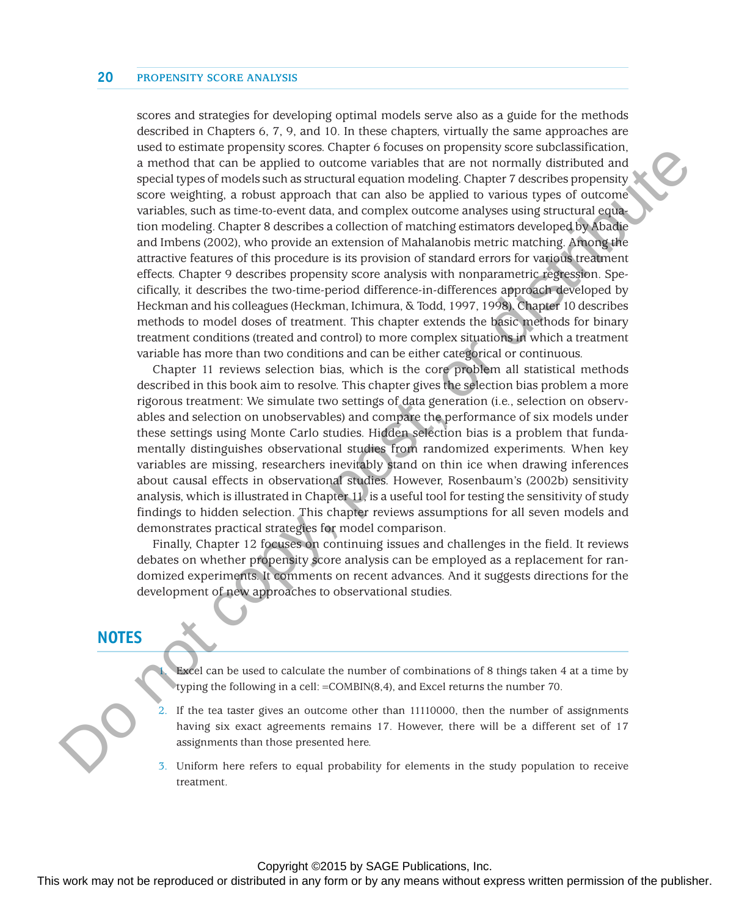scores and strategies for developing optimal models serve also as a guide for the methods described in Chapters 6, 7, 9, and 10. In these chapters, virtually the same approaches are used to estimate propensity scores. Chapter 6 focuses on propensity score subclassification, a method that can be applied to outcome variables that are not normally distributed and special types of models such as structural equation modeling. Chapter 7 describes propensity score weighting, a robust approach that can also be applied to various types of outcome variables, such as time-to-event data, and complex outcome analyses using structural equation modeling. Chapter 8 describes a collection of matching estimators developed by Abadie and Imbens (2002), who provide an extension of Mahalanobis metric matching. Among the attractive features of this procedure is its provision of standard errors for various treatment effects. Chapter 9 describes propensity score analysis with nonparametric regression. Specifically, it describes the two-time-period difference-in-differences approach developed by Heckman and his colleagues (Heckman, Ichimura, & Todd, 1997, 1998). Chapter 10 describes methods to model doses of treatment. This chapter extends the basic methods for binary treatment conditions (treated and control) to more complex situations in which a treatment variable has more than two conditions and can be either categorical or continuous.

Chapter 11 reviews selection bias, which is the core problem all statistical methods described in this book aim to resolve. This chapter gives the selection bias problem a more rigorous treatment: We simulate two settings of data generation (i.e., selection on observables and selection on unobservables) and compare the performance of six models under these settings using Monte Carlo studies. Hidden selection bias is a problem that fundamentally distinguishes observational studies from randomized experiments. When key variables are missing, researchers inevitably stand on thin ice when drawing inferences about causal effects in observational studies. However, Rosenbaum's (2002b) sensitivity analysis, which is illustrated in Chapter 11, is a useful tool for testing the sensitivity of study findings to hidden selection. This chapter reviews assumptions for all seven models and demonstrates practical strategies for model comparison.

Finally, Chapter 12 focuses on continuing issues and challenges in the field. It reviews debates on whether propensity score analysis can be employed as a replacement for randomized experiments. It comments on recent advances. And it suggests directions for the development of new approaches to observational studies.

## NOTES

1. Excel can be used to calculate the number of combinations of 8 things taken 4 at a time by typing the following in a cell: =COMBIN(8,4), and Excel returns the number 70.
2. If the tea taster gives an outcome other than 11110000, then the number of assignments having six exact agreements remains 17. However, there will be a different set of 17 assignments than those presented here.
3. Uniform here refers to equal probability for elements in the study population to receive treatment.